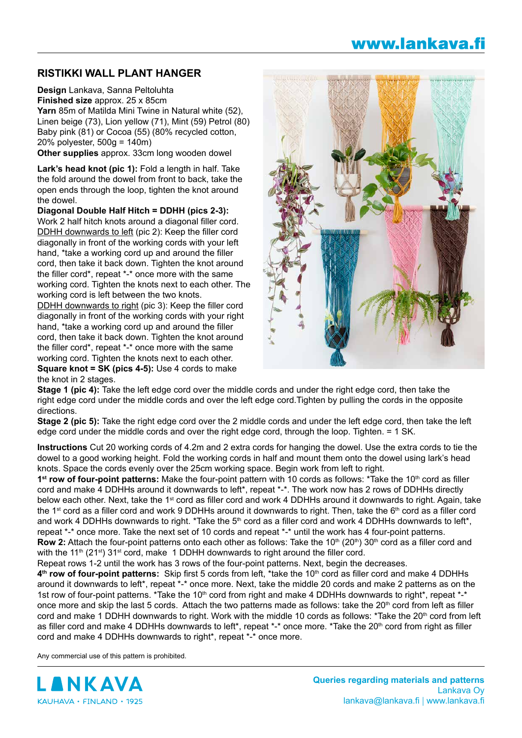## RISTIKKI WALL PLANT HANGER

**Design** Lankava, Sanna Peltoluhta
**Finished size** approx. 25 x 85cm
**Yarn** 85m of Matilda Mini Twine in Natural white (52), Linen beige (73), Lion yellow (71), Mint (59) Petrol (80) Baby pink (81) or Cocoa (55) (80% recycled cotton, 20% polyester, 500g = 140m)
**Other supplies** approx. 33cm long wooden dowel

**Lark's head knot (pic 1):** Fold a length in half. Take the fold around the dowel from front to back, take the open ends through the loop, tighten the knot around the dowel.

**Diagonal Double Half Hitch = DDHH (pics 2-3):** Work 2 half hitch knots around a diagonal filler cord.
DDHH downwards to left (pic 2): Keep the filler cord diagonally in front of the working cords with your left hand, *take a working cord up and around the filler cord, then take it back down. Tighten the knot around the filler cord*, repeat *-* once more with the same working cord. Tighten the knots next to each other. The working cord is left between the two knots.
DDHH downwards to right (pic 3): Keep the filler cord diagonally in front of the working cords with your right hand, *take a working cord up and around the filler cord, then take it back down. Tighten the knot around the filler cord*, repeat *-* once more with the same working cord. Tighten the knots next to each other.

**Square knot = SK (pics 4-5):** Use 4 cords to make the knot in 2 stages.
**Stage 1 (pic 4):** Take the left edge cord over the middle cords and under the right edge cord, then take the right edge cord under the middle cords and over the left edge cord.Tighten by pulling the cords in the opposite directions.
**Stage 2 (pic 5):** Take the right edge cord over the 2 middle cords and under the left edge cord, then take the left edge cord under the middle cords and over the right edge cord, through the loop. Tighten. = 1 SK.

**Instructions** Cut 20 working cords of 4.2m and 2 extra cords for hanging the dowel. Use the extra cords to tie the dowel to a good working height. Fold the working cords in half and mount them onto the dowel using lark's head knots. Space the cords evenly over the 25cm working space. Begin work from left to right.

**1st row of four-point patterns:** Make the four-point pattern with 10 cords as follows: *Take the 10th cord as filler cord and make 4 DDHHs around it downwards to left*, repeat *-*. The work now has 2 rows of DDHHs directly below each other. Next, take the 1st cord as filler cord and work 4 DDHHs around it downwards to right. Again, take the 1st cord as a filler cord and work 9 DDHHs around it downwards to right. Then, take the 6th cord as a filler cord and work 4 DDHHs downwards to right. *Take the 5th cord as a filler cord and work 4 DDHHs downwards to left*, repeat *-* once more. Take the next set of 10 cords and repeat *-* until the work has 4 four-point patterns.

**Row 2:** Attach the four-point patterns onto each other as follows: Take the 10th (20th) 30th cord as a filler cord and with the 11th (21st) 31st cord, make 1 DDHH downwards to right around the filler cord.

Repeat rows 1-2 until the work has 3 rows of the four-point patterns. Next, begin the decreases.

**4th row of four-point patterns:** Skip first 5 cords from left, *take the 10th cord as filler cord and make 4 DDHHs around it downwards to left*, repeat *-* once more. Next, take the middle 20 cords and make 2 patterns as on the 1st row of four-point patterns. *Take the 10th cord from right and make 4 DDHHs downwards to right*, repeat *-* once more and skip the last 5 cords. Attach the two patterns made as follows: take the 20th cord from left as filler cord and make 1 DDHH downwards to right. Work with the middle 10 cords as follows: *Take the 20th cord from left as filler cord and make 4 DDHHs downwards to left*, repeat *-* once more. *Take the 20th cord from right as filler cord and make 4 DDHHs downwards to right*, repeat *-* once more.

Any commercial use of this pattern is prohibited.

**Queries regarding materials and patterns**
Lankava Oy
lankava@lankava.fi | www.lankava.fi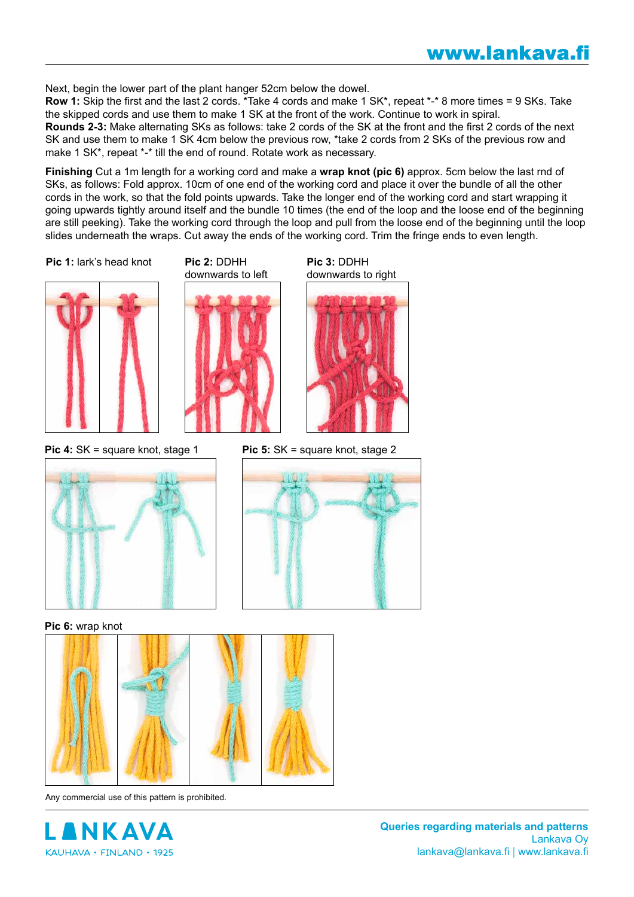Next, begin the lower part of the plant hanger 52cm below the dowel.

**Row 1:** Skip the first and the last 2 cords. *Take 4 cords and make 1 SK*, repeat *-* 8 more times = 9 SKs. Take the skipped cords and use them to make 1 SK at the front of the work. Continue to work in spiral.

**Rounds 2-3:** Make alternating SKs as follows: take 2 cords of the SK at the front and the first 2 cords of the next SK and use them to make 1 SK 4cm below the previous row, *take 2 cords from 2 SKs of the previous row and make 1 SK*, repeat *-* till the end of round. Rotate work as necessary.

**Finishing** Cut a 1m length for a working cord and make a **wrap knot (pic 6)** approx. 5cm below the last rnd of SKs, as follows: Fold approx. 10cm of one end of the working cord and place it over the bundle of all the other cords in the work, so that the fold points upwards. Take the longer end of the working cord and start wrapping it going upwards tightly around itself and the bundle 10 times (the end of the loop and the loose end of the beginning are still peeking). Take the working cord through the loop and pull from the loose end of the beginning until the loop slides underneath the wraps. Cut away the ends of the working cord. Trim the fringe ends to even length.

**Pic 1:** lark's head knot

**Pic 2:** DDHH downwards to left

**Pic 3:** DDHH downwards to right

**Pic 4:** SK = square knot, stage 1

**Pic 5:** SK = square knot, stage 2

**Pic 6:** wrap knot

Any commercial use of this pattern is prohibited.

LANKAVA
KAUHAVA • FINLAND • 1925

**Queries regarding materials and patterns**
Lankava Oy
lankava@lankava.fi | www.lankava.fi